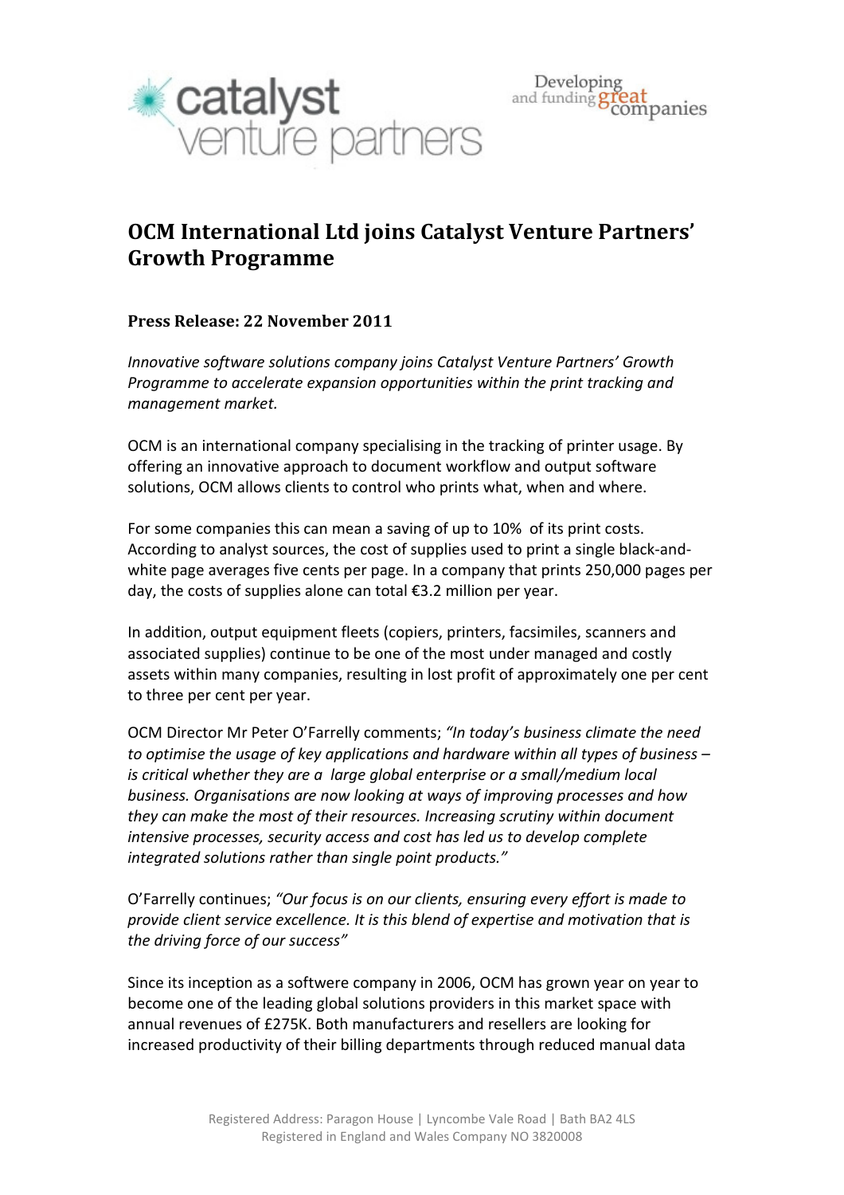# OCM International Ltd joins Catalyst Venture Partners' Growth Programme

### Press Release: 22 November 2011

*Innovative software solutions company joins Catalyst Venture Partners' Growth Programme to accelerate expansion opportunities within the print tracking and management market.*

OCM is an international company specialising in the tracking of printer usage. By offering an innovative approach to document workflow and output software solutions, OCM allows clients to control who prints what, when and where.

For some companies this can mean a saving of up to 10% of its print costs. According to analyst sources, the cost of supplies used to print a single black-and-white page averages five cents per page. In a company that prints 250,000 pages per day, the costs of supplies alone can total €3.2 million per year.

In addition, output equipment fleets (copiers, printers, facsimiles, scanners and associated supplies) continue to be one of the most under managed and costly assets within many companies, resulting in lost profit of approximately one per cent to three per cent per year.

OCM Director Mr Peter O'Farrelly comments; *"In today's business climate the need to optimise the usage of key applications and hardware within all types of business – is critical whether they are a large global enterprise or a small/medium local business. Organisations are now looking at ways of improving processes and how they can make the most of their resources. Increasing scrutiny within document intensive processes, security access and cost has led us to develop complete integrated solutions rather than single point products."*

O'Farrelly continues; *"Our focus is on our clients, ensuring every effort is made to provide client service excellence. It is this blend of expertise and motivation that is the driving force of our success"*

Since its inception as a softwere company in 2006, OCM has grown year on year to become one of the leading global solutions providers in this market space with annual revenues of £275K. Both manufacturers and resellers are looking for increased productivity of their billing departments through reduced manual data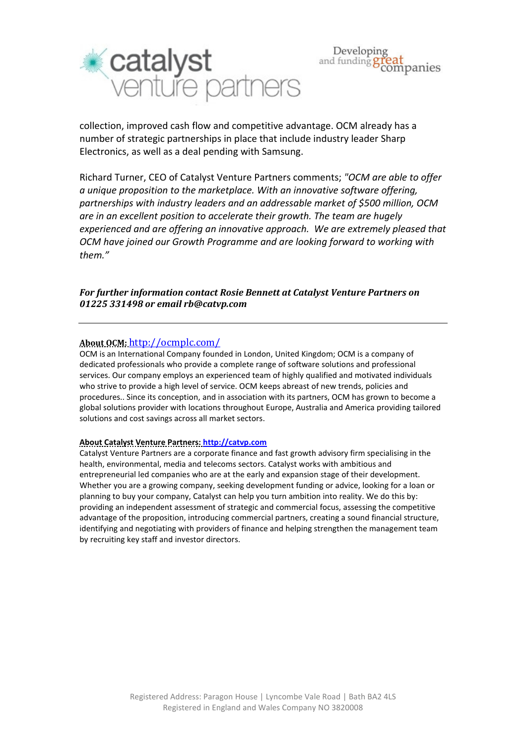collection, improved cash flow and competitive advantage. OCM already has a number of strategic partnerships in place that include industry leader Sharp Electronics, as well as a deal pending with Samsung.

Richard Turner, CEO of Catalyst Venture Partners comments; *"OCM are able to offer a unique proposition to the marketplace. With an innovative software offering, partnerships with industry leaders and an addressable market of $500 million, OCM are in an excellent position to accelerate their growth. The team are hugely experienced and are offering an innovative approach. We are extremely pleased that OCM have joined our Growth Programme and are looking forward to working with them."*

***For further information contact Rosie Bennett at Catalyst Venture Partners on 01225 331498 or email rb@catvp.com***

---

**About OCM:** http://ocmplc.com/

OCM is an International Company founded in London, United Kingdom; OCM is a company of dedicated professionals who provide a complete range of software solutions and professional services. Our company employs an experienced team of highly qualified and motivated individuals who strive to provide a high level of service. OCM keeps abreast of new trends, policies and procedures.. Since its conception, and in association with its partners, OCM has grown to become a global solutions provider with locations throughout Europe, Australia and America providing tailored solutions and cost savings across all market sectors.

**About Catalyst Venture Partners: http://catvp.com**

Catalyst Venture Partners are a corporate finance and fast growth advisory firm specialising in the health, environmental, media and telecoms sectors. Catalyst works with ambitious and entrepreneurial led companies who are at the early and expansion stage of their development. Whether you are a growing company, seeking development funding or advice, looking for a loan or planning to buy your company, Catalyst can help you turn ambition into reality. We do this by: providing an independent assessment of strategic and commercial focus, assessing the competitive advantage of the proposition, introducing commercial partners, creating a sound financial structure, identifying and negotiating with providers of finance and helping strengthen the management team by recruiting key staff and investor directors.